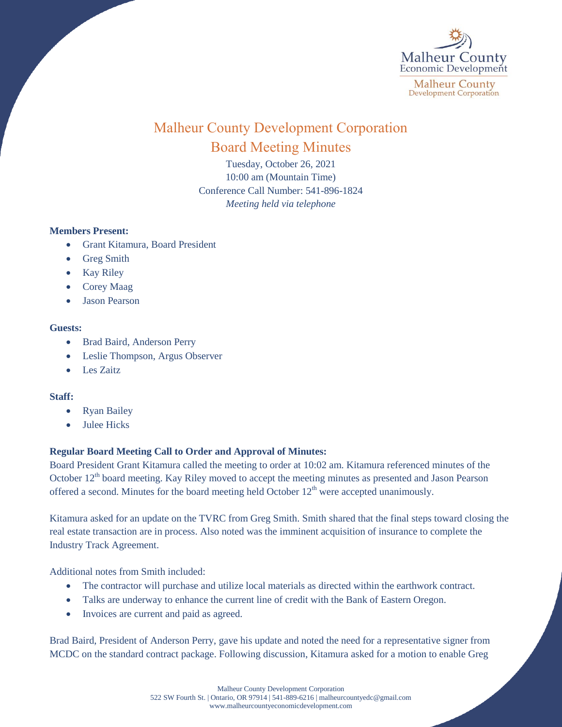# Malheur County Development Corporation

## Board Meeting Minutes

Tuesday, October 26, 2021
10:00 am (Mountain Time)
Conference Call Number: 541-896-1824
*Meeting held via telephone*

**Members Present:**

- Grant Kitamura, Board President
- Greg Smith
- Kay Riley
- Corey Maag
- Jason Pearson

**Guests:**

- Brad Baird, Anderson Perry
- Leslie Thompson, Argus Observer
- Les Zaitz

**Staff:**

- Ryan Bailey
- Julee Hicks

**Regular Board Meeting Call to Order and Approval of Minutes:**

Board President Grant Kitamura called the meeting to order at 10:02 am. Kitamura referenced minutes of the October 12th board meeting. Kay Riley moved to accept the meeting minutes as presented and Jason Pearson offered a second. Minutes for the board meeting held October 12th were accepted unanimously.

Kitamura asked for an update on the TVRC from Greg Smith. Smith shared that the final steps toward closing the real estate transaction are in process. Also noted was the imminent acquisition of insurance to complete the Industry Track Agreement.

Additional notes from Smith included:

- The contractor will purchase and utilize local materials as directed within the earthwork contract.
- Talks are underway to enhance the current line of credit with the Bank of Eastern Oregon.
- Invoices are current and paid as agreed.

Brad Baird, President of Anderson Perry, gave his update and noted the need for a representative signer from MCDC on the standard contract package. Following discussion, Kitamura asked for a motion to enable Greg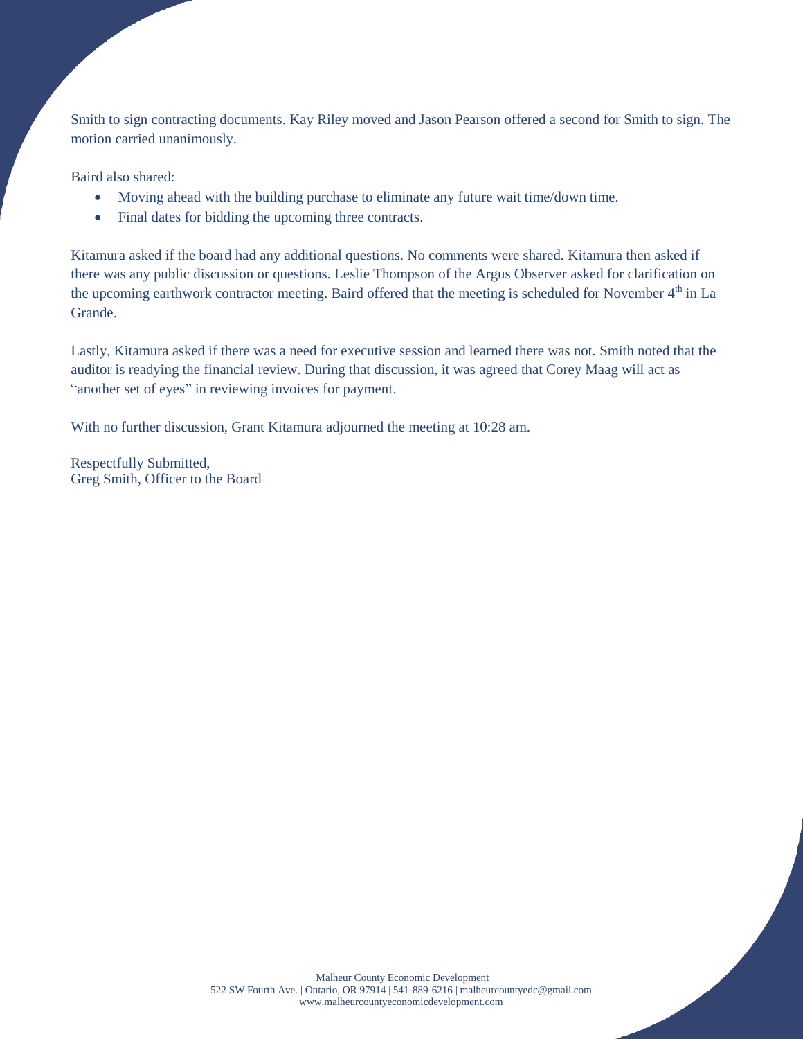Smith to sign contracting documents. Kay Riley moved and Jason Pearson offered a second for Smith to sign. The motion carried unanimously.

Baird also shared:

- Moving ahead with the building purchase to eliminate any future wait time/down time.
- Final dates for bidding the upcoming three contracts.

Kitamura asked if the board had any additional questions. No comments were shared. Kitamura then asked if there was any public discussion or questions. Leslie Thompson of the Argus Observer asked for clarification on the upcoming earthwork contractor meeting. Baird offered that the meeting is scheduled for November 4th in La Grande.

Lastly, Kitamura asked if there was a need for executive session and learned there was not. Smith noted that the auditor is readying the financial review. During that discussion, it was agreed that Corey Maag will act as "another set of eyes" in reviewing invoices for payment.

With no further discussion, Grant Kitamura adjourned the meeting at 10:28 am.

Respectfully Submitted,
Greg Smith, Officer to the Board